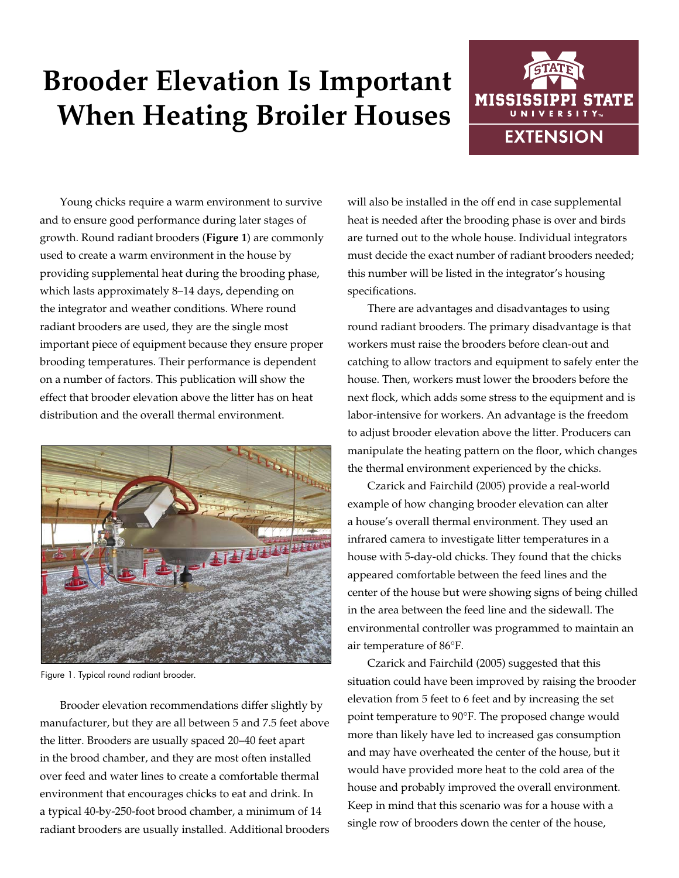# Brooder Elevation Is Important When Heating Broiler Houses

Young chicks require a warm environment to survive and to ensure good performance during later stages of growth. Round radiant brooders (**Figure 1**) are commonly used to create a warm environment in the house by providing supplemental heat during the brooding phase, which lasts approximately 8–14 days, depending on the integrator and weather conditions. Where round radiant brooders are used, they are the single most important piece of equipment because they ensure proper brooding temperatures. Their performance is dependent on a number of factors. This publication will show the effect that brooder elevation above the litter has on heat distribution and the overall thermal environment.

Figure 1. Typical round radiant brooder.

Brooder elevation recommendations differ slightly by manufacturer, but they are all between 5 and 7.5 feet above the litter. Brooders are usually spaced 20–40 feet apart in the brood chamber, and they are most often installed over feed and water lines to create a comfortable thermal environment that encourages chicks to eat and drink. In a typical 40-by-250-foot brood chamber, a minimum of 14 radiant brooders are usually installed. Additional brooders will also be installed in the off end in case supplemental heat is needed after the brooding phase is over and birds are turned out to the whole house. Individual integrators must decide the exact number of radiant brooders needed; this number will be listed in the integrator's housing specifications.

There are advantages and disadvantages to using round radiant brooders. The primary disadvantage is that workers must raise the brooders before clean-out and catching to allow tractors and equipment to safely enter the house. Then, workers must lower the brooders before the next flock, which adds some stress to the equipment and is labor-intensive for workers. An advantage is the freedom to adjust brooder elevation above the litter. Producers can manipulate the heating pattern on the floor, which changes the thermal environment experienced by the chicks.

Czarick and Fairchild (2005) provide a real-world example of how changing brooder elevation can alter a house's overall thermal environment. They used an infrared camera to investigate litter temperatures in a house with 5-day-old chicks. They found that the chicks appeared comfortable between the feed lines and the center of the house but were showing signs of being chilled in the area between the feed line and the sidewall. The environmental controller was programmed to maintain an air temperature of 86°F.

Czarick and Fairchild (2005) suggested that this situation could have been improved by raising the brooder elevation from 5 feet to 6 feet and by increasing the set point temperature to 90°F. The proposed change would more than likely have led to increased gas consumption and may have overheated the center of the house, but it would have provided more heat to the cold area of the house and probably improved the overall environment. Keep in mind that this scenario was for a house with a single row of brooders down the center of the house,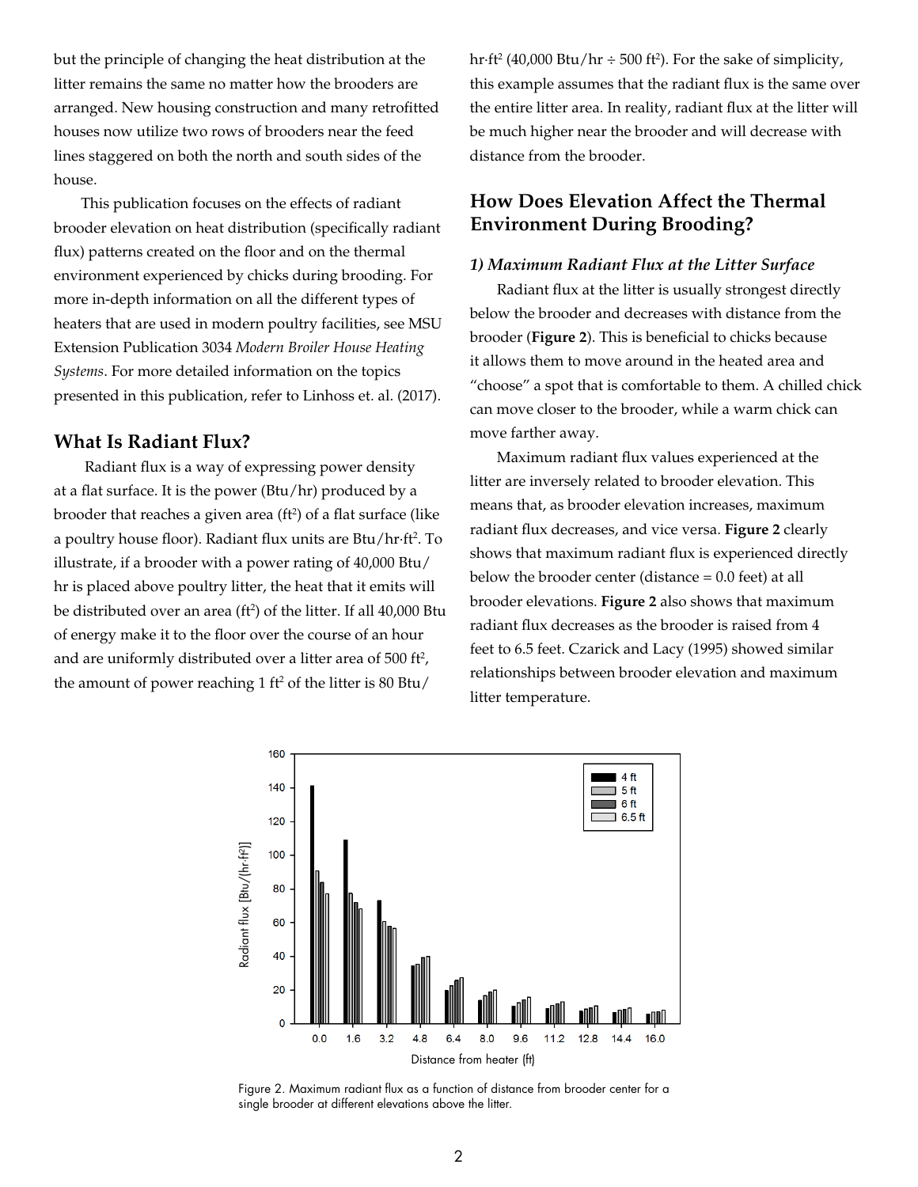but the principle of changing the heat distribution at the litter remains the same no matter how the brooders are arranged. New housing construction and many retrofitted houses now utilize two rows of brooders near the feed lines staggered on both the north and south sides of the house.

This publication focuses on the effects of radiant brooder elevation on heat distribution (specifically radiant flux) patterns created on the floor and on the thermal environment experienced by chicks during brooding. For more in-depth information on all the different types of heaters that are used in modern poultry facilities, see MSU Extension Publication 3034 *Modern Broiler House Heating Systems*. For more detailed information on the topics presented in this publication, refer to Linhoss et. al. (2017).

## What Is Radiant Flux?

Radiant flux is a way of expressing power density at a flat surface. It is the power (Btu/hr) produced by a brooder that reaches a given area (ft$^2$) of a flat surface (like a poultry house floor). Radiant flux units are Btu/hr·ft$^2$. To illustrate, if a brooder with a power rating of 40,000 Btu/hr is placed above poultry litter, the heat that it emits will be distributed over an area (ft$^2$) of the litter. If all 40,000 Btu of energy make it to the floor over the course of an hour and are uniformly distributed over a litter area of 500 ft$^2$, the amount of power reaching 1 ft$^2$ of the litter is 80 Btu/hr·ft$^2$ (40,000 Btu/hr ÷ 500 ft$^2$). For the sake of simplicity, this example assumes that the radiant flux is the same over the entire litter area. In reality, radiant flux at the litter will be much higher near the brooder and will decrease with distance from the brooder.

## How Does Elevation Affect the Thermal Environment During Brooding?

### *1) Maximum Radiant Flux at the Litter Surface*

Radiant flux at the litter is usually strongest directly below the brooder and decreases with distance from the brooder (**Figure 2**). This is beneficial to chicks because it allows them to move around in the heated area and "choose" a spot that is comfortable to them. A chilled chick can move closer to the brooder, while a warm chick can move farther away.

Maximum radiant flux values experienced at the litter are inversely related to brooder elevation. This means that, as brooder elevation increases, maximum radiant flux decreases, and vice versa. **Figure 2** clearly shows that maximum radiant flux is experienced directly below the brooder center (distance = 0.0 feet) at all brooder elevations. **Figure 2** also shows that maximum radiant flux decreases as the brooder is raised from 4 feet to 6.5 feet. Czarick and Lacy (1995) showed similar relationships between brooder elevation and maximum litter temperature.

Figure 2. Maximum radiant flux as a function of distance from brooder center for a single brooder at different elevations above the litter.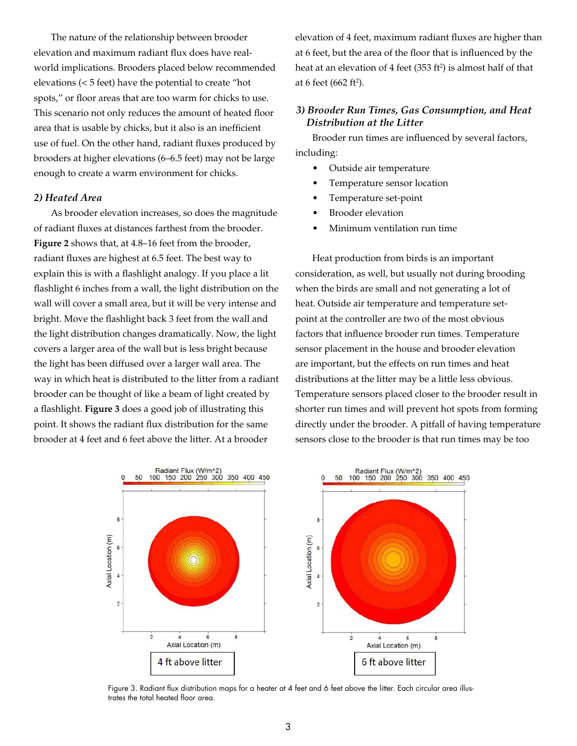The nature of the relationship between brooder elevation and maximum radiant flux does have real-world implications. Brooders placed below recommended elevations (< 5 feet) have the potential to create "hot spots," or floor areas that are too warm for chicks to use. This scenario not only reduces the amount of heated floor area that is usable by chicks, but it also is an inefficient use of fuel. On the other hand, radiant fluxes produced by brooders at higher elevations (6–6.5 feet) may not be large enough to create a warm environment for chicks.

### *2) Heated Area*

As brooder elevation increases, so does the magnitude of radiant fluxes at distances farthest from the brooder. **Figure 2** shows that, at 4.8–16 feet from the brooder, radiant fluxes are highest at 6.5 feet. The best way to explain this is with a flashlight analogy. If you place a lit flashlight 6 inches from a wall, the light distribution on the wall will cover a small area, but it will be very intense and bright. Move the flashlight back 3 feet from the wall and the light distribution changes dramatically. Now, the light covers a larger area of the wall but is less bright because the light has been diffused over a larger wall area. The way in which heat is distributed to the litter from a radiant brooder can be thought of like a beam of light created by a flashlight. **Figure 3** does a good job of illustrating this point. It shows the radiant flux distribution for the same brooder at 4 feet and 6 feet above the litter. At a brooder elevation of 4 feet, maximum radiant fluxes are higher than at 6 feet, but the area of the floor that is influenced by the heat at an elevation of 4 feet (353 ft$^2$) is almost half of that at 6 feet (662 ft$^2$).

### *3) Brooder Run Times, Gas Consumption, and Heat Distribution at the Litter*

Brooder run times are influenced by several factors, including:

- Outside air temperature
- Temperature sensor location
- Temperature set-point
- Brooder elevation
- Minimum ventilation run time

Heat production from birds is an important consideration, as well, but usually not during brooding when the birds are small and not generating a lot of heat. Outside air temperature and temperature set-point at the controller are two of the most obvious factors that influence brooder run times. Temperature sensor placement in the house and brooder elevation are important, but the effects on run times and heat distributions at the litter may be a little less obvious. Temperature sensors placed closer to the brooder result in shorter run times and will prevent hot spots from forming directly under the brooder. A pitfall of having temperature sensors close to the brooder is that run times may be too

Figure 3. Radiant flux distribution maps for a heater at 4 feet and 6 feet above the litter. Each circular area illustrates the total heated floor area.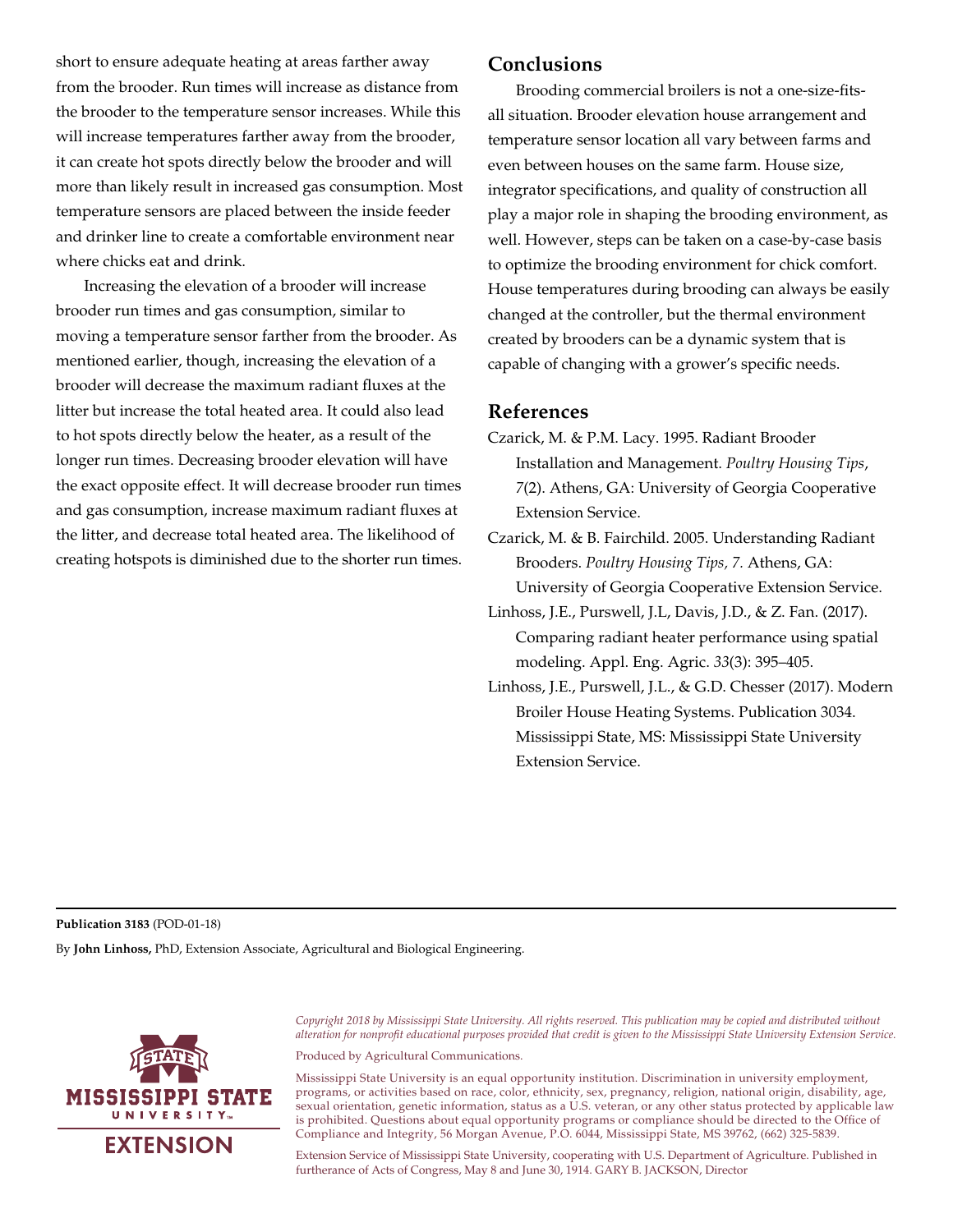short to ensure adequate heating at areas farther away from the brooder. Run times will increase as distance from the brooder to the temperature sensor increases. While this will increase temperatures farther away from the brooder, it can create hot spots directly below the brooder and will more than likely result in increased gas consumption. Most temperature sensors are placed between the inside feeder and drinker line to create a comfortable environment near where chicks eat and drink.

Increasing the elevation of a brooder will increase brooder run times and gas consumption, similar to moving a temperature sensor farther from the brooder. As mentioned earlier, though, increasing the elevation of a brooder will decrease the maximum radiant fluxes at the litter but increase the total heated area. It could also lead to hot spots directly below the heater, as a result of the longer run times. Decreasing brooder elevation will have the exact opposite effect. It will decrease brooder run times and gas consumption, increase maximum radiant fluxes at the litter, and decrease total heated area. The likelihood of creating hotspots is diminished due to the shorter run times.

## Conclusions

Brooding commercial broilers is not a one-size-fits-all situation. Brooder elevation house arrangement and temperature sensor location all vary between farms and even between houses on the same farm. House size, integrator specifications, and quality of construction all play a major role in shaping the brooding environment, as well. However, steps can be taken on a case-by-case basis to optimize the brooding environment for chick comfort. House temperatures during brooding can always be easily changed at the controller, but the thermal environment created by brooders can be a dynamic system that is capable of changing with a grower's specific needs.

## References

Czarick, M. & P.M. Lacy. 1995. Radiant Brooder Installation and Management. *Poultry Housing Tips*, *7*(2). Athens, GA: University of Georgia Cooperative Extension Service.

Czarick, M. & B. Fairchild. 2005. Understanding Radiant Brooders. *Poultry Housing Tips, 7.* Athens, GA: University of Georgia Cooperative Extension Service.

Linhoss, J.E., Purswell, J.L, Davis, J.D., & Z. Fan. (2017). Comparing radiant heater performance using spatial modeling. Appl. Eng. Agric. *33*(3): 395–405.

Linhoss, J.E., Purswell, J.L., & G.D. Chesser (2017). Modern Broiler House Heating Systems. Publication 3034. Mississippi State, MS: Mississippi State University Extension Service.

---

**Publication 3183** (POD-01-18)

By **John Linhoss,** PhD, Extension Associate, Agricultural and Biological Engineering.

MISSISSIPPI STATE UNIVERSITY EXTENSION

*Copyright 2018 by Mississippi State University. All rights reserved. This publication may be copied and distributed without alteration for nonprofit educational purposes provided that credit is given to the Mississippi State University Extension Service.*

Produced by Agricultural Communications.

Mississippi State University is an equal opportunity institution. Discrimination in university employment, programs, or activities based on race, color, ethnicity, sex, pregnancy, religion, national origin, disability, age, sexual orientation, genetic information, status as a U.S. veteran, or any other status protected by applicable law is prohibited. Questions about equal opportunity programs or compliance should be directed to the Office of Compliance and Integrity, 56 Morgan Avenue, P.O. 6044, Mississippi State, MS 39762, (662) 325-5839.

Extension Service of Mississippi State University, cooperating with U.S. Department of Agriculture. Published in furtherance of Acts of Congress, May 8 and June 30, 1914. GARY B. JACKSON, Director